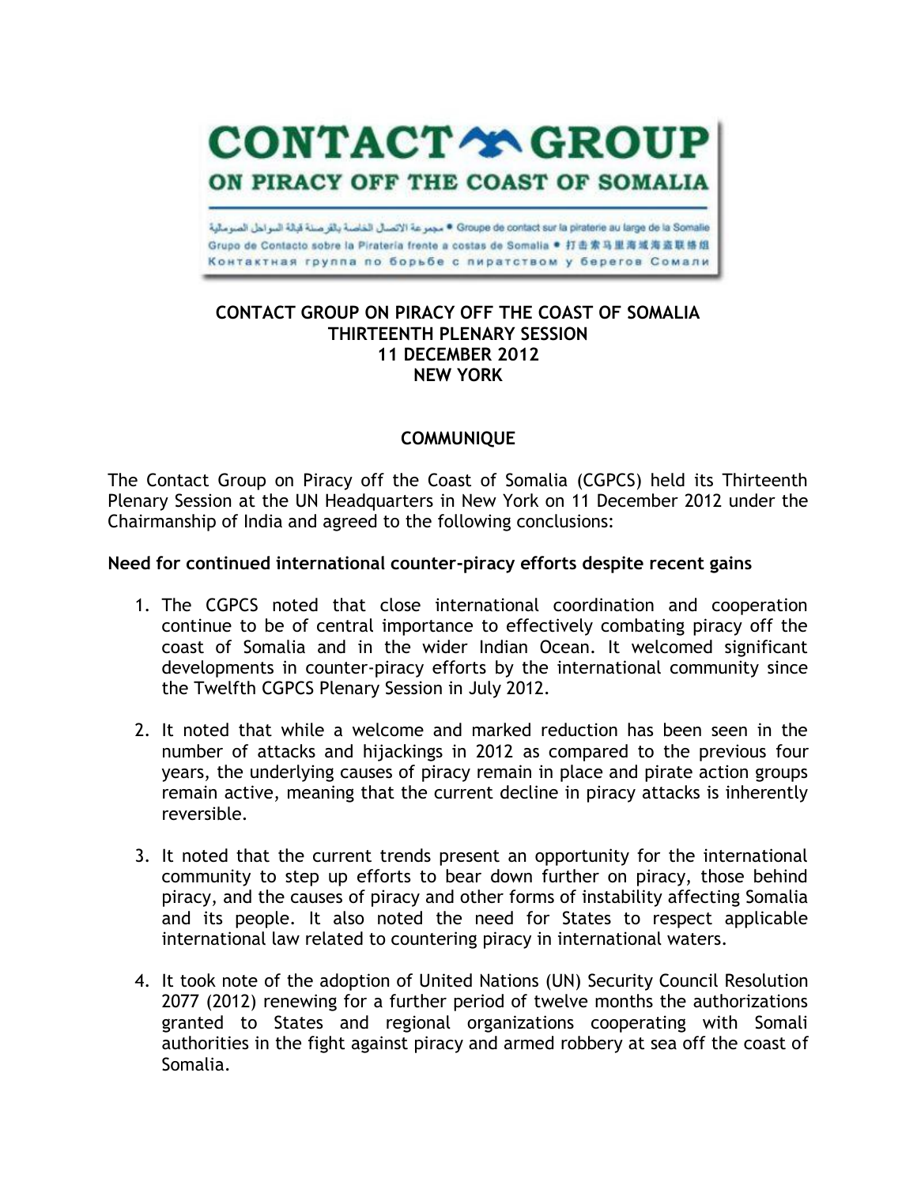# CONTACT GROUP ON PIRACY OFF THE COAST OF SOMALIA

مجموعة الاتصال الخاصة بالقرصنة قبالة السواحل الصومالية • Groupe de contact sur la piraterie au large de la Somalie
Grupo de Contacto sobre la Pirateria frente a costas de Somalia • 打击索马里海域海盗联络组
Контактная группа по борьбе с пиратством у берегов Сомали

**CONTACT GROUP ON PIRACY OFF THE COAST OF SOMALIA**
**THIRTEENTH PLENARY SESSION**
**11 DECEMBER 2012**
**NEW YORK**

## COMMUNIQUE

The Contact Group on Piracy off the Coast of Somalia (CGPCS) held its Thirteenth Plenary Session at the UN Headquarters in New York on 11 December 2012 under the Chairmanship of India and agreed to the following conclusions:

### Need for continued international counter-piracy efforts despite recent gains

1. The CGPCS noted that close international coordination and cooperation continue to be of central importance to effectively combating piracy off the coast of Somalia and in the wider Indian Ocean. It welcomed significant developments in counter-piracy efforts by the international community since the Twelfth CGPCS Plenary Session in July 2012.

2. It noted that while a welcome and marked reduction has been seen in the number of attacks and hijackings in 2012 as compared to the previous four years, the underlying causes of piracy remain in place and pirate action groups remain active, meaning that the current decline in piracy attacks is inherently reversible.

3. It noted that the current trends present an opportunity for the international community to step up efforts to bear down further on piracy, those behind piracy, and the causes of piracy and other forms of instability affecting Somalia and its people. It also noted the need for States to respect applicable international law related to countering piracy in international waters.

4. It took note of the adoption of United Nations (UN) Security Council Resolution 2077 (2012) renewing for a further period of twelve months the authorizations granted to States and regional organizations cooperating with Somali authorities in the fight against piracy and armed robbery at sea off the coast of Somalia.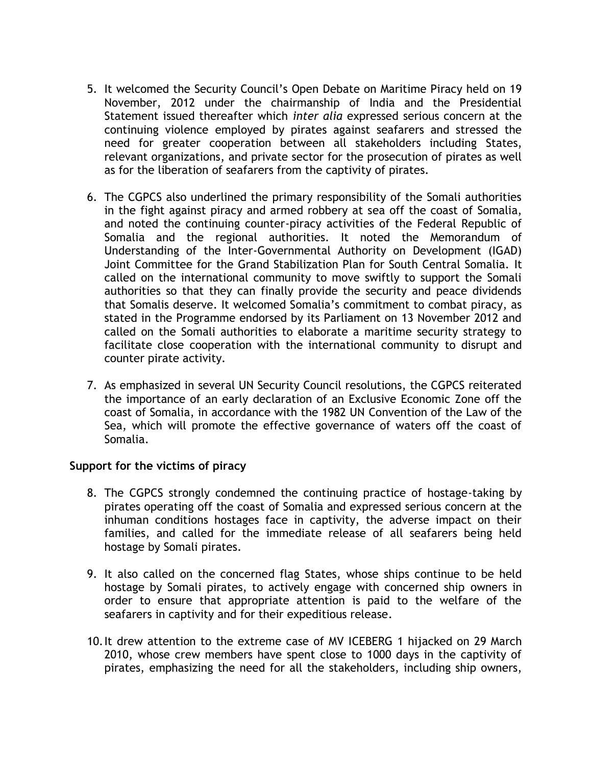5. It welcomed the Security Council's Open Debate on Maritime Piracy held on 19 November, 2012 under the chairmanship of India and the Presidential Statement issued thereafter which *inter alia* expressed serious concern at the continuing violence employed by pirates against seafarers and stressed the need for greater cooperation between all stakeholders including States, relevant organizations, and private sector for the prosecution of pirates as well as for the liberation of seafarers from the captivity of pirates.

6. The CGPCS also underlined the primary responsibility of the Somali authorities in the fight against piracy and armed robbery at sea off the coast of Somalia, and noted the continuing counter-piracy activities of the Federal Republic of Somalia and the regional authorities. It noted the Memorandum of Understanding of the Inter-Governmental Authority on Development (IGAD) Joint Committee for the Grand Stabilization Plan for South Central Somalia. It called on the international community to move swiftly to support the Somali authorities so that they can finally provide the security and peace dividends that Somalis deserve. It welcomed Somalia's commitment to combat piracy, as stated in the Programme endorsed by its Parliament on 13 November 2012 and called on the Somali authorities to elaborate a maritime security strategy to facilitate close cooperation with the international community to disrupt and counter pirate activity.

7. As emphasized in several UN Security Council resolutions, the CGPCS reiterated the importance of an early declaration of an Exclusive Economic Zone off the coast of Somalia, in accordance with the 1982 UN Convention of the Law of the Sea, which will promote the effective governance of waters off the coast of Somalia.

**Support for the victims of piracy**

8. The CGPCS strongly condemned the continuing practice of hostage-taking by pirates operating off the coast of Somalia and expressed serious concern at the inhuman conditions hostages face in captivity, the adverse impact on their families, and called for the immediate release of all seafarers being held hostage by Somali pirates.

9. It also called on the concerned flag States, whose ships continue to be held hostage by Somali pirates, to actively engage with concerned ship owners in order to ensure that appropriate attention is paid to the welfare of the seafarers in captivity and for their expeditious release.

10. It drew attention to the extreme case of MV ICEBERG 1 hijacked on 29 March 2010, whose crew members have spent close to 1000 days in the captivity of pirates, emphasizing the need for all the stakeholders, including ship owners,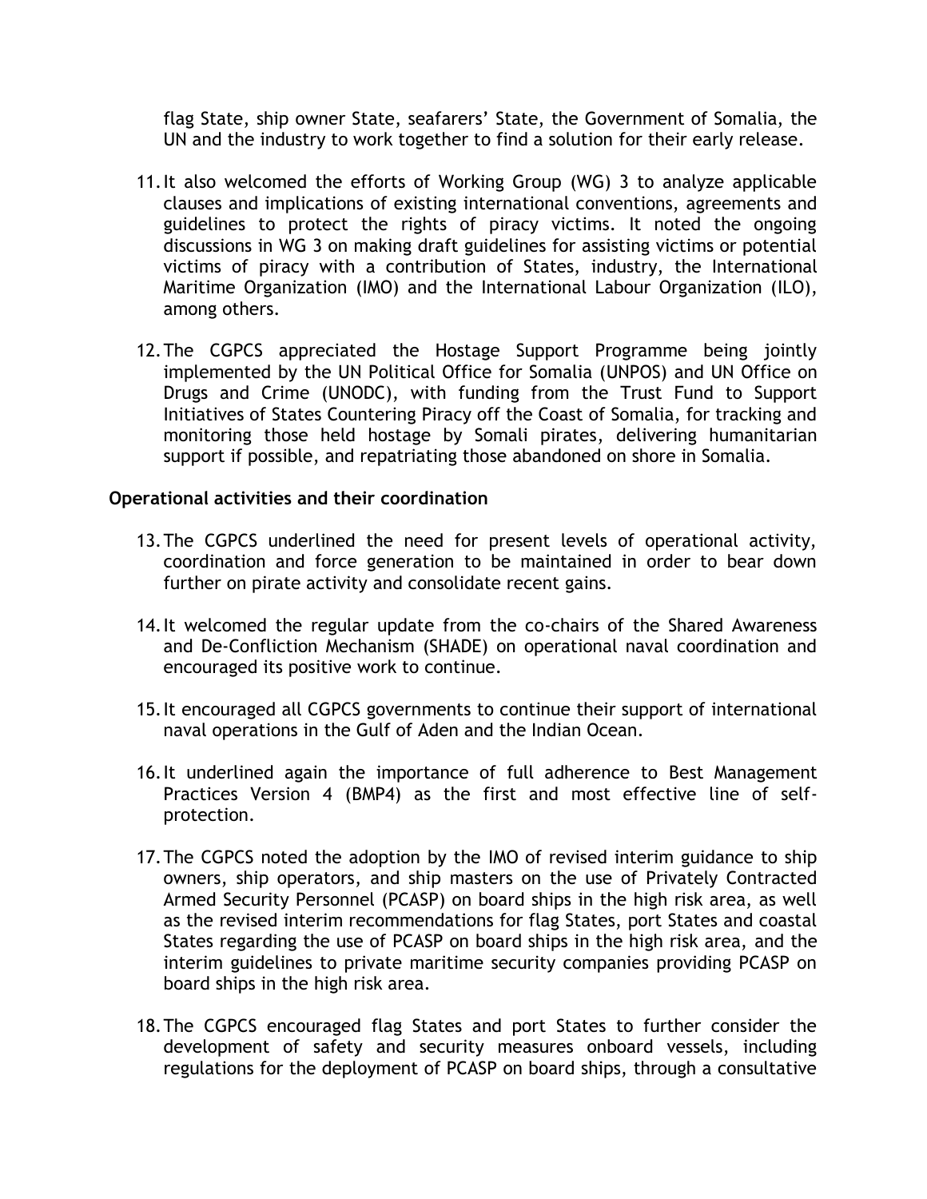flag State, ship owner State, seafarers' State, the Government of Somalia, the UN and the industry to work together to find a solution for their early release.

11. It also welcomed the efforts of Working Group (WG) 3 to analyze applicable clauses and implications of existing international conventions, agreements and guidelines to protect the rights of piracy victims. It noted the ongoing discussions in WG 3 on making draft guidelines for assisting victims or potential victims of piracy with a contribution of States, industry, the International Maritime Organization (IMO) and the International Labour Organization (ILO), among others.

12. The CGPCS appreciated the Hostage Support Programme being jointly implemented by the UN Political Office for Somalia (UNPOS) and UN Office on Drugs and Crime (UNODC), with funding from the Trust Fund to Support Initiatives of States Countering Piracy off the Coast of Somalia, for tracking and monitoring those held hostage by Somali pirates, delivering humanitarian support if possible, and repatriating those abandoned on shore in Somalia.

**Operational activities and their coordination**

13. The CGPCS underlined the need for present levels of operational activity, coordination and force generation to be maintained in order to bear down further on pirate activity and consolidate recent gains.

14. It welcomed the regular update from the co-chairs of the Shared Awareness and De-Confliction Mechanism (SHADE) on operational naval coordination and encouraged its positive work to continue.

15. It encouraged all CGPCS governments to continue their support of international naval operations in the Gulf of Aden and the Indian Ocean.

16. It underlined again the importance of full adherence to Best Management Practices Version 4 (BMP4) as the first and most effective line of self-protection.

17. The CGPCS noted the adoption by the IMO of revised interim guidance to ship owners, ship operators, and ship masters on the use of Privately Contracted Armed Security Personnel (PCASP) on board ships in the high risk area, as well as the revised interim recommendations for flag States, port States and coastal States regarding the use of PCASP on board ships in the high risk area, and the interim guidelines to private maritime security companies providing PCASP on board ships in the high risk area.

18. The CGPCS encouraged flag States and port States to further consider the development of safety and security measures onboard vessels, including regulations for the deployment of PCASP on board ships, through a consultative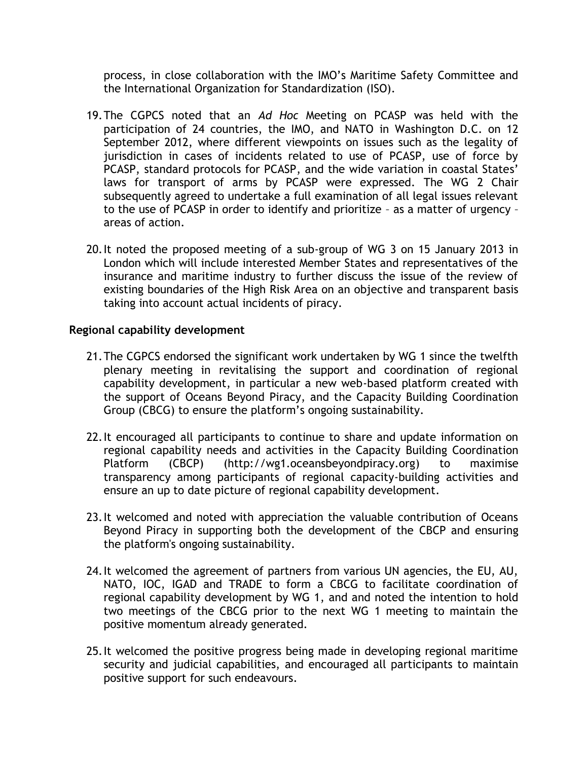process, in close collaboration with the IMO's Maritime Safety Committee and the International Organization for Standardization (ISO).

19. The CGPCS noted that an *Ad Hoc* Meeting on PCASP was held with the participation of 24 countries, the IMO, and NATO in Washington D.C. on 12 September 2012, where different viewpoints on issues such as the legality of jurisdiction in cases of incidents related to use of PCASP, use of force by PCASP, standard protocols for PCASP, and the wide variation in coastal States' laws for transport of arms by PCASP were expressed. The WG 2 Chair subsequently agreed to undertake a full examination of all legal issues relevant to the use of PCASP in order to identify and prioritize – as a matter of urgency – areas of action.

20. It noted the proposed meeting of a sub-group of WG 3 on 15 January 2013 in London which will include interested Member States and representatives of the insurance and maritime industry to further discuss the issue of the review of existing boundaries of the High Risk Area on an objective and transparent basis taking into account actual incidents of piracy.

**Regional capability development**

21. The CGPCS endorsed the significant work undertaken by WG 1 since the twelfth plenary meeting in revitalising the support and coordination of regional capability development, in particular a new web-based platform created with the support of Oceans Beyond Piracy, and the Capacity Building Coordination Group (CBCG) to ensure the platform's ongoing sustainability.

22. It encouraged all participants to continue to share and update information on regional capability needs and activities in the Capacity Building Coordination Platform (CBCP) (http://wg1.oceansbeyondpiracy.org) to maximise transparency among participants of regional capacity-building activities and ensure an up to date picture of regional capability development.

23. It welcomed and noted with appreciation the valuable contribution of Oceans Beyond Piracy in supporting both the development of the CBCP and ensuring the platform's ongoing sustainability.

24. It welcomed the agreement of partners from various UN agencies, the EU, AU, NATO, IOC, IGAD and TRADE to form a CBCG to facilitate coordination of regional capability development by WG 1, and and noted the intention to hold two meetings of the CBCG prior to the next WG 1 meeting to maintain the positive momentum already generated.

25. It welcomed the positive progress being made in developing regional maritime security and judicial capabilities, and encouraged all participants to maintain positive support for such endeavours.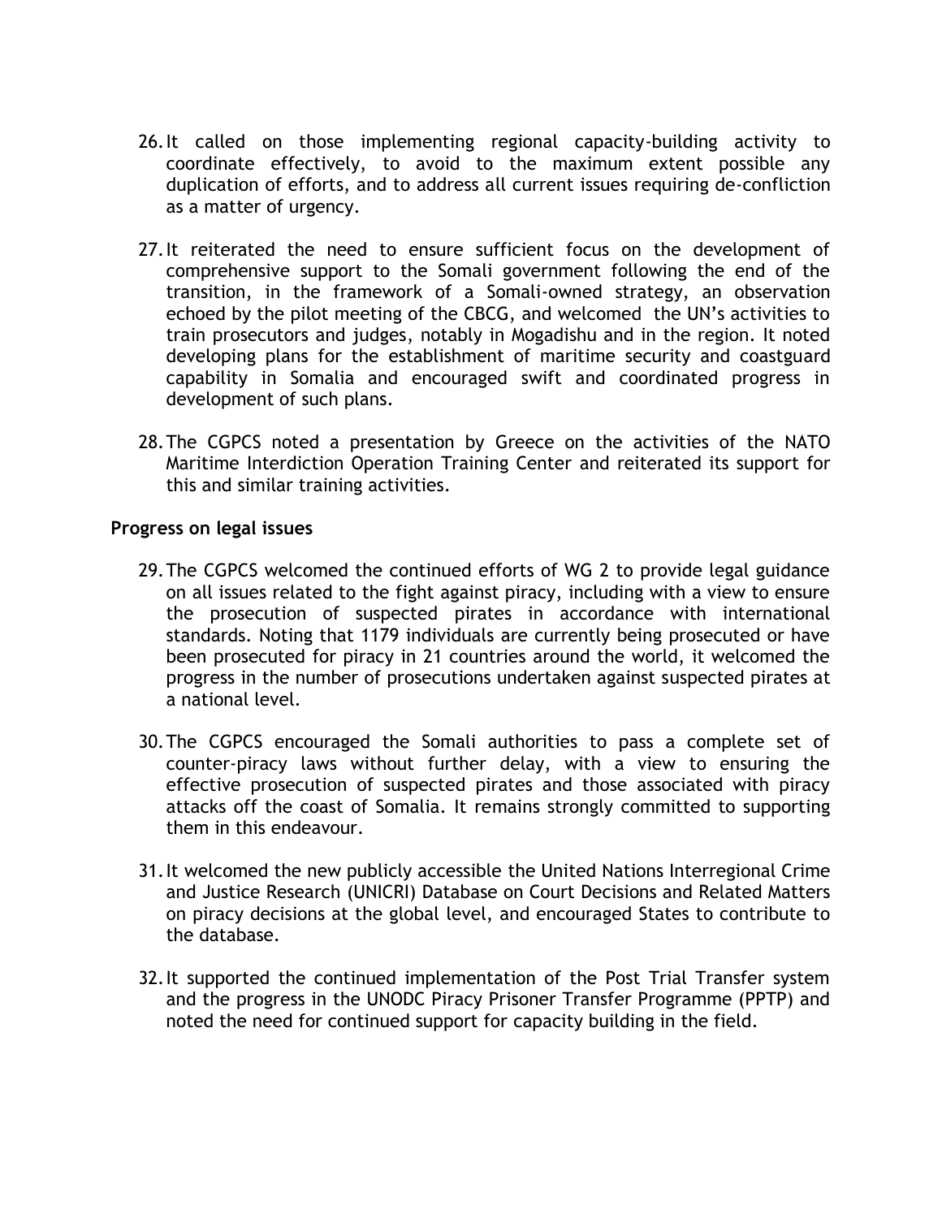26. It called on those implementing regional capacity-building activity to coordinate effectively, to avoid to the maximum extent possible any duplication of efforts, and to address all current issues requiring de-confliction as a matter of urgency.

27. It reiterated the need to ensure sufficient focus on the development of comprehensive support to the Somali government following the end of the transition, in the framework of a Somali-owned strategy, an observation echoed by the pilot meeting of the CBCG, and welcomed the UN's activities to train prosecutors and judges, notably in Mogadishu and in the region. It noted developing plans for the establishment of maritime security and coastguard capability in Somalia and encouraged swift and coordinated progress in development of such plans.

28. The CGPCS noted a presentation by Greece on the activities of the NATO Maritime Interdiction Operation Training Center and reiterated its support for this and similar training activities.

**Progress on legal issues**

29. The CGPCS welcomed the continued efforts of WG 2 to provide legal guidance on all issues related to the fight against piracy, including with a view to ensure the prosecution of suspected pirates in accordance with international standards. Noting that 1179 individuals are currently being prosecuted or have been prosecuted for piracy in 21 countries around the world, it welcomed the progress in the number of prosecutions undertaken against suspected pirates at a national level.

30. The CGPCS encouraged the Somali authorities to pass a complete set of counter-piracy laws without further delay, with a view to ensuring the effective prosecution of suspected pirates and those associated with piracy attacks off the coast of Somalia. It remains strongly committed to supporting them in this endeavour.

31. It welcomed the new publicly accessible the United Nations Interregional Crime and Justice Research (UNICRI) Database on Court Decisions and Related Matters on piracy decisions at the global level, and encouraged States to contribute to the database.

32. It supported the continued implementation of the Post Trial Transfer system and the progress in the UNODC Piracy Prisoner Transfer Programme (PPTP) and noted the need for continued support for capacity building in the field.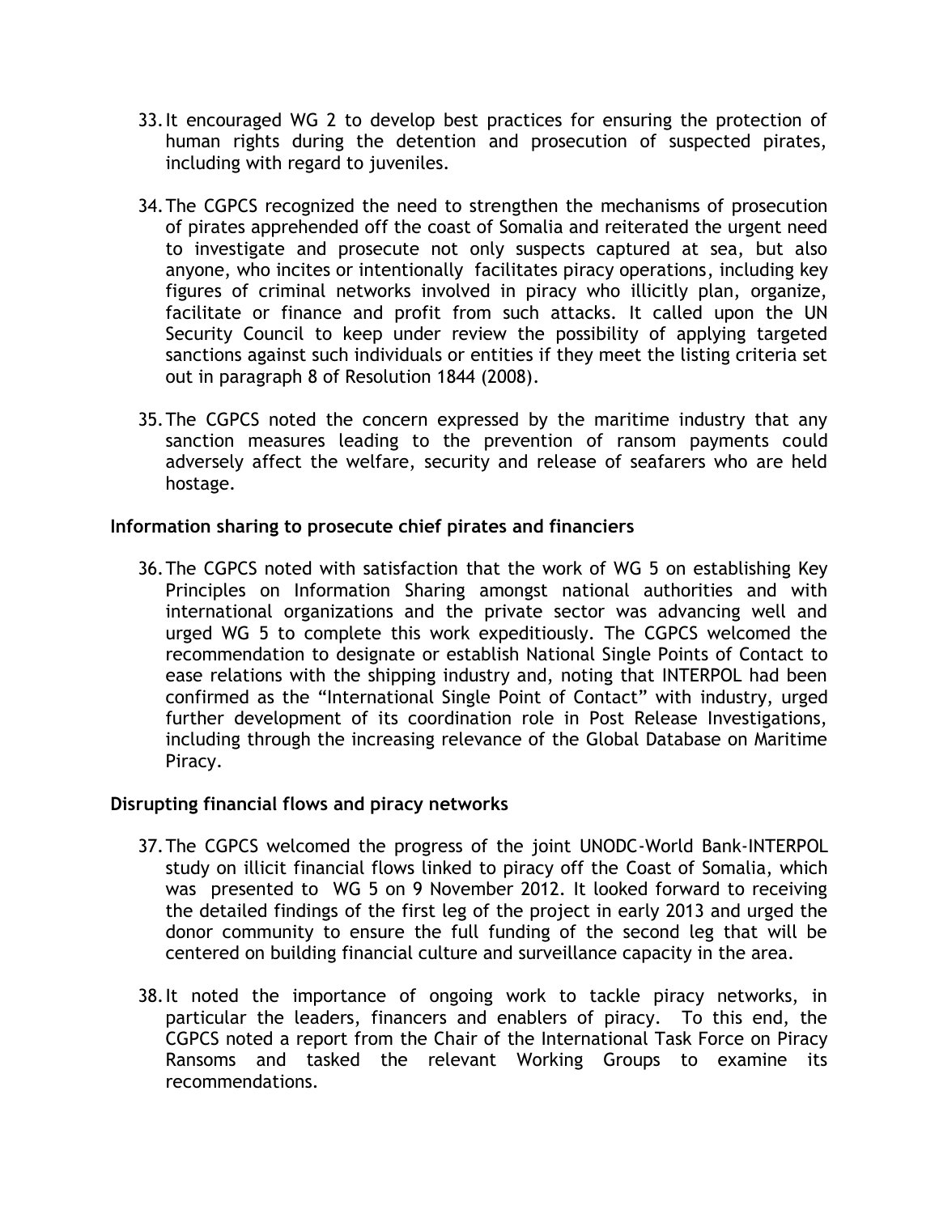33. It encouraged WG 2 to develop best practices for ensuring the protection of human rights during the detention and prosecution of suspected pirates, including with regard to juveniles.

34. The CGPCS recognized the need to strengthen the mechanisms of prosecution of pirates apprehended off the coast of Somalia and reiterated the urgent need to investigate and prosecute not only suspects captured at sea, but also anyone, who incites or intentionally facilitates piracy operations, including key figures of criminal networks involved in piracy who illicitly plan, organize, facilitate or finance and profit from such attacks. It called upon the UN Security Council to keep under review the possibility of applying targeted sanctions against such individuals or entities if they meet the listing criteria set out in paragraph 8 of Resolution 1844 (2008).

35. The CGPCS noted the concern expressed by the maritime industry that any sanction measures leading to the prevention of ransom payments could adversely affect the welfare, security and release of seafarers who are held hostage.

**Information sharing to prosecute chief pirates and financiers**

36. The CGPCS noted with satisfaction that the work of WG 5 on establishing Key Principles on Information Sharing amongst national authorities and with international organizations and the private sector was advancing well and urged WG 5 to complete this work expeditiously. The CGPCS welcomed the recommendation to designate or establish National Single Points of Contact to ease relations with the shipping industry and, noting that INTERPOL had been confirmed as the "International Single Point of Contact" with industry, urged further development of its coordination role in Post Release Investigations, including through the increasing relevance of the Global Database on Maritime Piracy.

**Disrupting financial flows and piracy networks**

37. The CGPCS welcomed the progress of the joint UNODC-World Bank-INTERPOL study on illicit financial flows linked to piracy off the Coast of Somalia, which was presented to WG 5 on 9 November 2012. It looked forward to receiving the detailed findings of the first leg of the project in early 2013 and urged the donor community to ensure the full funding of the second leg that will be centered on building financial culture and surveillance capacity in the area.

38. It noted the importance of ongoing work to tackle piracy networks, in particular the leaders, financers and enablers of piracy. To this end, the CGPCS noted a report from the Chair of the International Task Force on Piracy Ransoms and tasked the relevant Working Groups to examine its recommendations.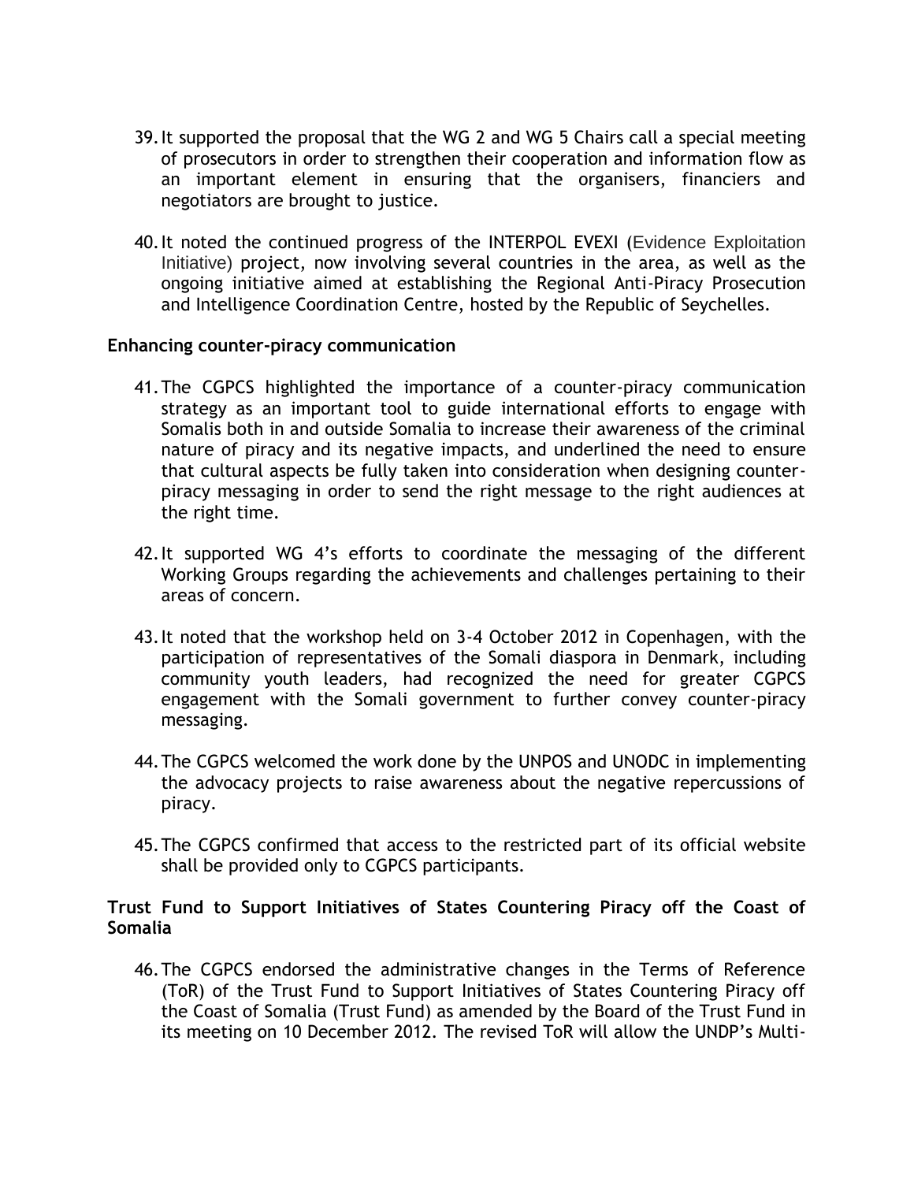39. It supported the proposal that the WG 2 and WG 5 Chairs call a special meeting of prosecutors in order to strengthen their cooperation and information flow as an important element in ensuring that the organisers, financiers and negotiators are brought to justice.

40. It noted the continued progress of the INTERPOL EVEXI (Evidence Exploitation Initiative) project, now involving several countries in the area, as well as the ongoing initiative aimed at establishing the Regional Anti-Piracy Prosecution and Intelligence Coordination Centre, hosted by the Republic of Seychelles.

**Enhancing counter-piracy communication**

41. The CGPCS highlighted the importance of a counter-piracy communication strategy as an important tool to guide international efforts to engage with Somalis both in and outside Somalia to increase their awareness of the criminal nature of piracy and its negative impacts, and underlined the need to ensure that cultural aspects be fully taken into consideration when designing counter-piracy messaging in order to send the right message to the right audiences at the right time.

42. It supported WG 4's efforts to coordinate the messaging of the different Working Groups regarding the achievements and challenges pertaining to their areas of concern.

43. It noted that the workshop held on 3-4 October 2012 in Copenhagen, with the participation of representatives of the Somali diaspora in Denmark, including community youth leaders, had recognized the need for greater CGPCS engagement with the Somali government to further convey counter-piracy messaging.

44. The CGPCS welcomed the work done by the UNPOS and UNODC in implementing the advocacy projects to raise awareness about the negative repercussions of piracy.

45. The CGPCS confirmed that access to the restricted part of its official website shall be provided only to CGPCS participants.

**Trust Fund to Support Initiatives of States Countering Piracy off the Coast of Somalia**

46. The CGPCS endorsed the administrative changes in the Terms of Reference (ToR) of the Trust Fund to Support Initiatives of States Countering Piracy off the Coast of Somalia (Trust Fund) as amended by the Board of the Trust Fund in its meeting on 10 December 2012. The revised ToR will allow the UNDP's Multi-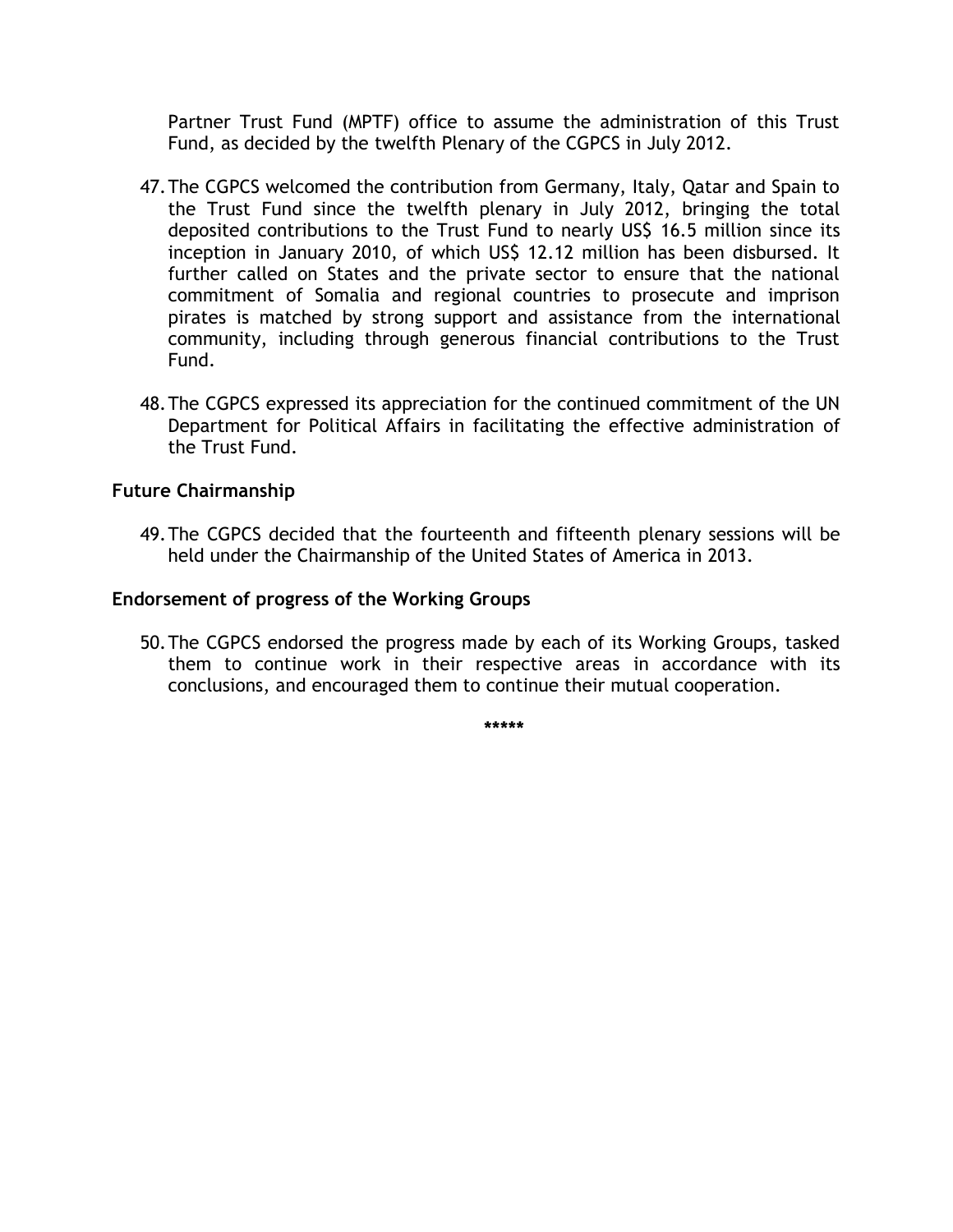Partner Trust Fund (MPTF) office to assume the administration of this Trust Fund, as decided by the twelfth Plenary of the CGPCS in July 2012.

47. The CGPCS welcomed the contribution from Germany, Italy, Qatar and Spain to the Trust Fund since the twelfth plenary in July 2012, bringing the total deposited contributions to the Trust Fund to nearly US$ 16.5 million since its inception in January 2010, of which US$ 12.12 million has been disbursed. It further called on States and the private sector to ensure that the national commitment of Somalia and regional countries to prosecute and imprison pirates is matched by strong support and assistance from the international community, including through generous financial contributions to the Trust Fund.

48. The CGPCS expressed its appreciation for the continued commitment of the UN Department for Political Affairs in facilitating the effective administration of the Trust Fund.

**Future Chairmanship**

49. The CGPCS decided that the fourteenth and fifteenth plenary sessions will be held under the Chairmanship of the United States of America in 2013.

**Endorsement of progress of the Working Groups**

50. The CGPCS endorsed the progress made by each of its Working Groups, tasked them to continue work in their respective areas in accordance with its conclusions, and encouraged them to continue their mutual cooperation.

*****